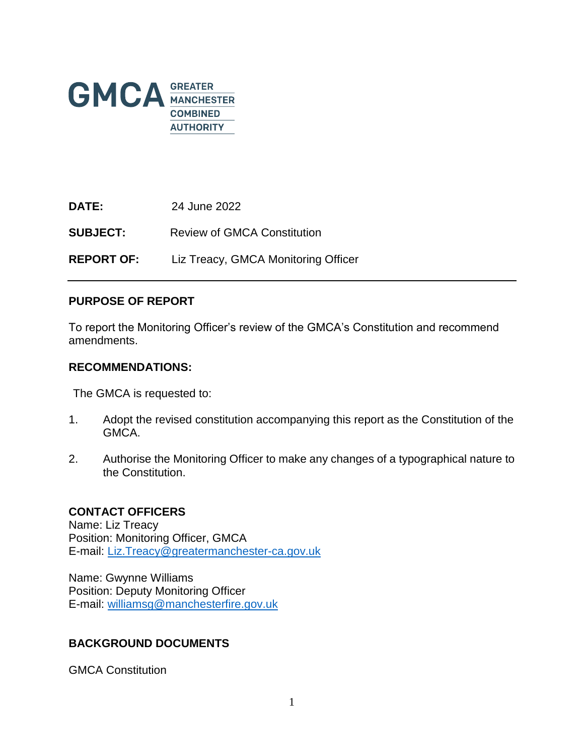GMCA GREATER MANCHESTER COMBINED AUTHORITY

**DATE:** 24 June 2022

**SUBJECT:** Review of GMCA Constitution

**REPORT OF:** Liz Treacy, GMCA Monitoring Officer

---

## PURPOSE OF REPORT

To report the Monitoring Officer's review of the GMCA's Constitution and recommend amendments.

## RECOMMENDATIONS:

The GMCA is requested to:

1. Adopt the revised constitution accompanying this report as the Constitution of the GMCA.

2. Authorise the Monitoring Officer to make any changes of a typographical nature to the Constitution.

## CONTACT OFFICERS

Name: Liz Treacy
Position: Monitoring Officer, GMCA
E-mail: Liz.Treacy@greatermanchester-ca.gov.uk

Name: Gwynne Williams
Position: Deputy Monitoring Officer
E-mail: williamsg@manchesterfire.gov.uk

## BACKGROUND DOCUMENTS

GMCA Constitution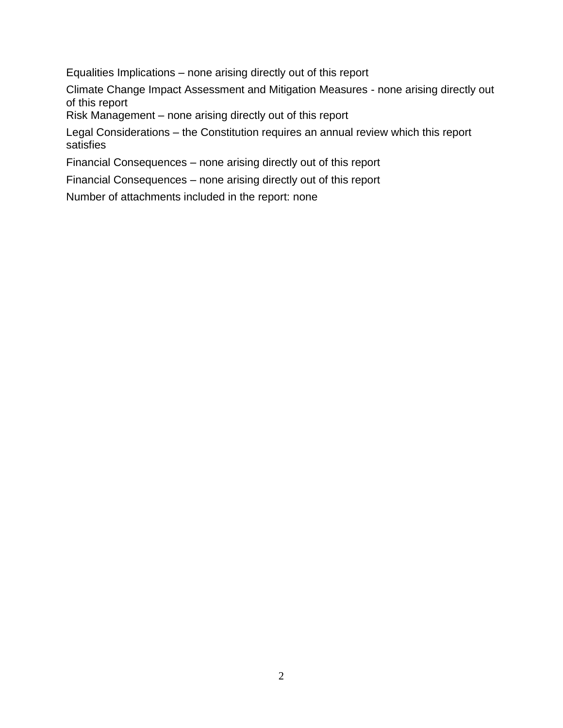Equalities Implications – none arising directly out of this report

Climate Change Impact Assessment and Mitigation Measures - none arising directly out of this report

Risk Management – none arising directly out of this report

Legal Considerations – the Constitution requires an annual review which this report satisfies

Financial Consequences – none arising directly out of this report

Financial Consequences – none arising directly out of this report

Number of attachments included in the report: none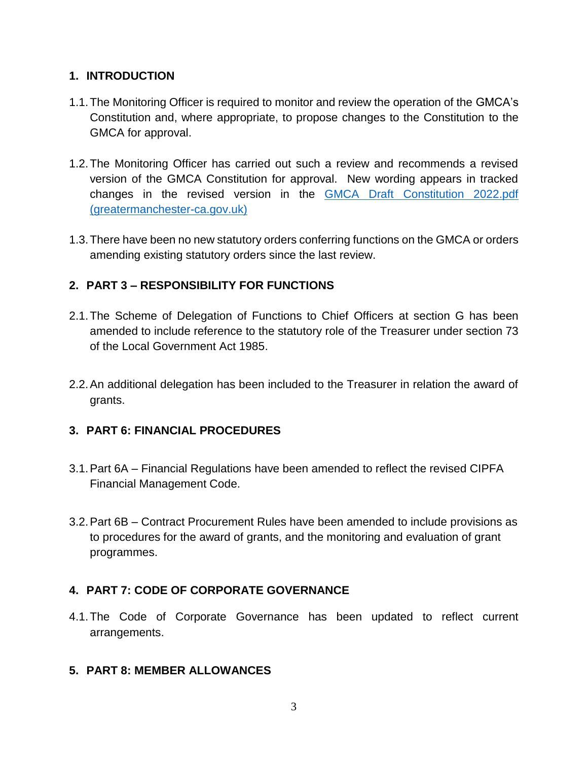## 1. INTRODUCTION

1.1. The Monitoring Officer is required to monitor and review the operation of the GMCA's Constitution and, where appropriate, to propose changes to the Constitution to the GMCA for approval.

1.2. The Monitoring Officer has carried out such a review and recommends a revised version of the GMCA Constitution for approval. New wording appears in tracked changes in the revised version in the [GMCA Draft Constitution 2022.pdf (greatermanchester-ca.gov.uk)]

1.3. There have been no new statutory orders conferring functions on the GMCA or orders amending existing statutory orders since the last review.

## 2. PART 3 – RESPONSIBILITY FOR FUNCTIONS

2.1. The Scheme of Delegation of Functions to Chief Officers at section G has been amended to include reference to the statutory role of the Treasurer under section 73 of the Local Government Act 1985.

2.2. An additional delegation has been included to the Treasurer in relation the award of grants.

## 3. PART 6: FINANCIAL PROCEDURES

3.1. Part 6A – Financial Regulations have been amended to reflect the revised CIPFA Financial Management Code.

3.2. Part 6B – Contract Procurement Rules have been amended to include provisions as to procedures for the award of grants, and the monitoring and evaluation of grant programmes.

## 4. PART 7: CODE OF CORPORATE GOVERNANCE

4.1. The Code of Corporate Governance has been updated to reflect current arrangements.

## 5. PART 8: MEMBER ALLOWANCES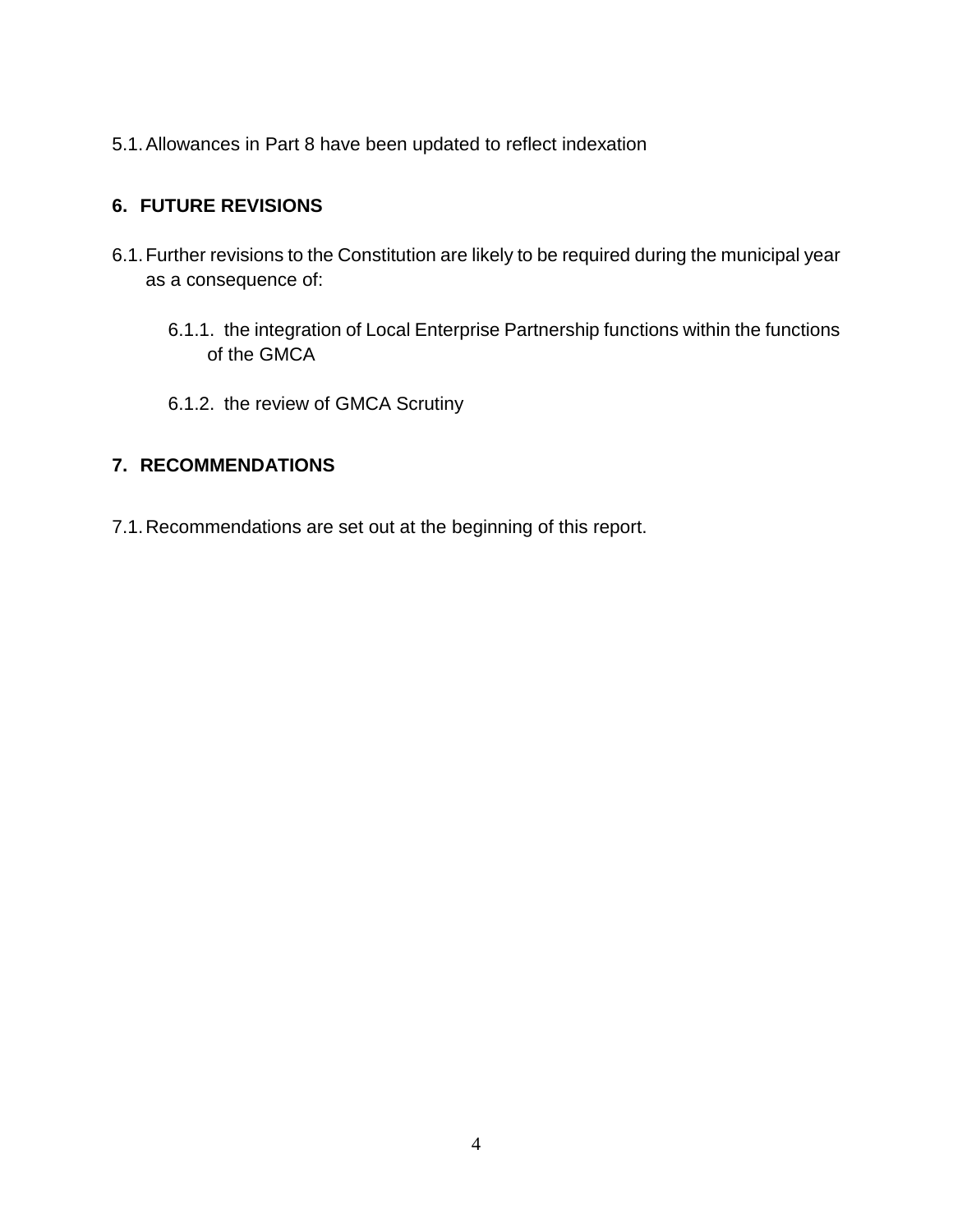5.1. Allowances in Part 8 have been updated to reflect indexation

## 6. FUTURE REVISIONS

6.1. Further revisions to the Constitution are likely to be required during the municipal year as a consequence of:

   6.1.1. the integration of Local Enterprise Partnership functions within the functions of the GMCA

   6.1.2. the review of GMCA Scrutiny

## 7. RECOMMENDATIONS

7.1. Recommendations are set out at the beginning of this report.